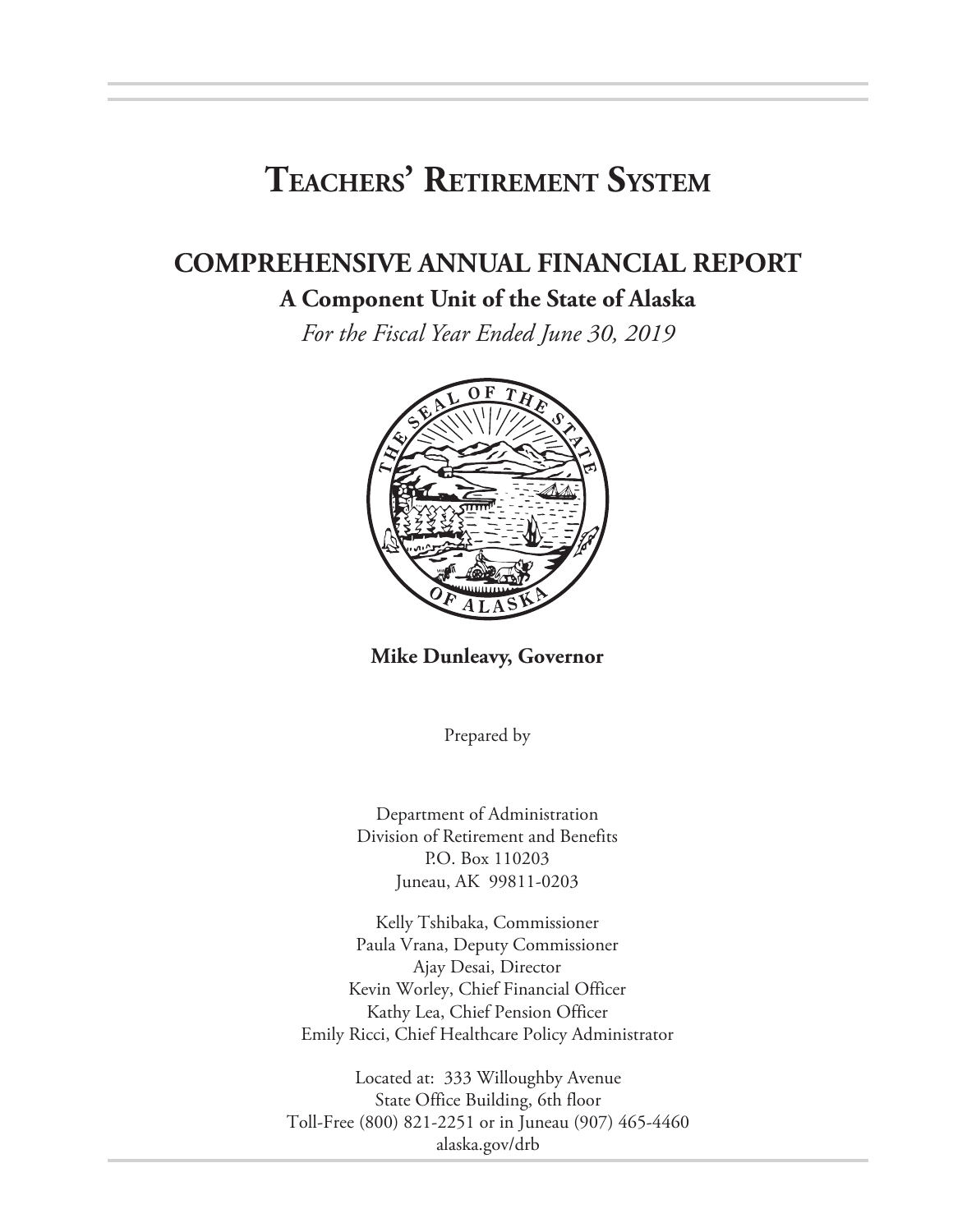# Teachers' Retirement System

## COMPREHENSIVE ANNUAL FINANCIAL REPORT

### A Component Unit of the State of Alaska

*For the Fiscal Year Ended June 30, 2019*

**Mike Dunleavy, Governor**

Prepared by

Department of Administration
Division of Retirement and Benefits
P.O. Box 110203
Juneau, AK 99811-0203

Kelly Tshibaka, Commissioner
Paula Vrana, Deputy Commissioner
Ajay Desai, Director
Kevin Worley, Chief Financial Officer
Kathy Lea, Chief Pension Officer
Emily Ricci, Chief Healthcare Policy Administrator

Located at: 333 Willoughby Avenue
State Office Building, 6th floor
Toll-Free (800) 821-2251 or in Juneau (907) 465-4460
alaska.gov/drb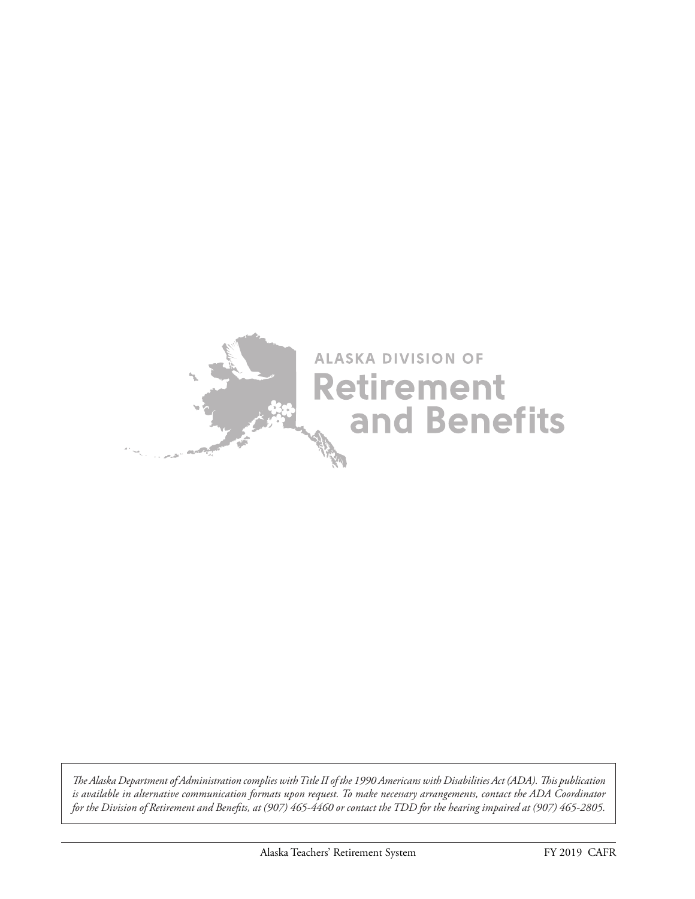ALASKA DIVISION OF
Retirement
and Benefits

*The Alaska Department of Administration complies with Title II of the 1990 Americans with Disabilities Act (ADA). This publication is available in alternative communication formats upon request. To make necessary arrangements, contact the ADA Coordinator for the Division of Retirement and Benefits, at (907) 465-4460 or contact the TDD for the hearing impaired at (907) 465-2805.*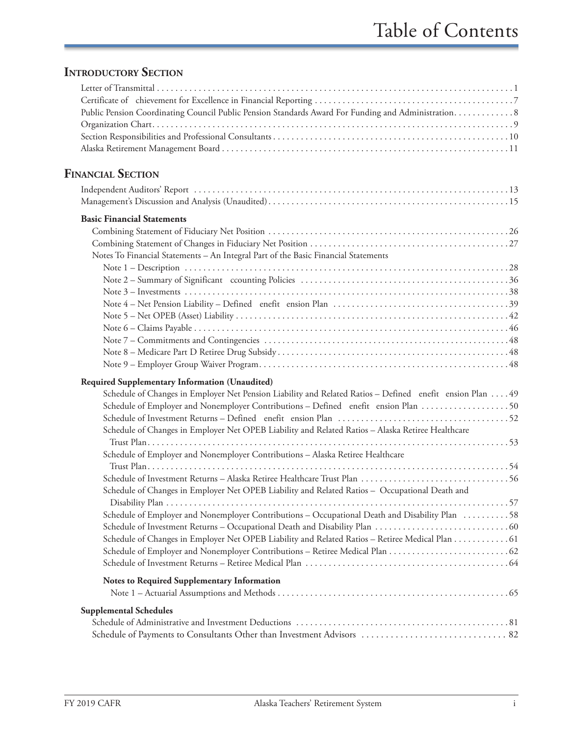# Table of Contents

## Introductory Section

- Letter of Transmittal ..... 1
- Certificate of Achievement for Excellence in Financial Reporting ..... 7
- Public Pension Coordinating Council Public Pension Standards Award For Funding and Administration ..... 8
- Organization Chart ..... 9
- Section Responsibilities and Professional Consultants ..... 10
- Alaska Retirement Management Board ..... 11

## Financial Section

- Independent Auditors' Report ..... 13
- Management's Discussion and Analysis (Unaudited) ..... 15

### Basic Financial Statements

- Combining Statement of Fiduciary Net Position ..... 26
- Combining Statement of Changes in Fiduciary Net Position ..... 27
- Notes To Financial Statements – An Integral Part of the Basic Financial Statements
  - Note 1 – Description ..... 28
  - Note 2 – Summary of Significant Accounting Policies ..... 36
  - Note 3 – Investments ..... 38
  - Note 4 – Net Pension Liability – Defined Benefit Pension Plan ..... 39
  - Note 5 – Net OPEB (Asset) Liability ..... 42
  - Note 6 – Claims Payable ..... 46
  - Note 7 – Commitments and Contingencies ..... 48
  - Note 8 – Medicare Part D Retiree Drug Subsidy ..... 48
  - Note 9 – Employer Group Waiver Program ..... 48

### Required Supplementary Information (Unaudited)

- Schedule of Changes in Employer Net Pension Liability and Related Ratios – Defined Benefit Pension Plan ..... 49
- Schedule of Employer and Nonemployer Contributions – Defined Benefit Pension Plan ..... 50
- Schedule of Investment Returns – Defined Benefit Pension Plan ..... 52
- Schedule of Changes in Employer Net OPEB Liability and Related Ratios – Alaska Retiree Healthcare Trust Plan ..... 53
- Schedule of Employer and Nonemployer Contributions – Alaska Retiree Healthcare Trust Plan ..... 54
- Schedule of Investment Returns – Alaska Retiree Healthcare Trust Plan ..... 56
- Schedule of Changes in Employer Net OPEB Liability and Related Ratios – Occupational Death and Disability Plan ..... 57
- Schedule of Employer and Nonemployer Contributions – Occupational Death and Disability Plan ..... 58
- Schedule of Investment Returns – Occupational Death and Disability Plan ..... 60
- Schedule of Changes in Employer Net OPEB Liability and Related Ratios – Retiree Medical Plan ..... 61
- Schedule of Employer and Nonemployer Contributions – Retiree Medical Plan ..... 62
- Schedule of Investment Returns – Retiree Medical Plan ..... 64

#### Notes to Required Supplementary Information

- Note 1 – Actuarial Assumptions and Methods ..... 65

### Supplemental Schedules

- Schedule of Administrative and Investment Deductions ..... 81
- Schedule of Payments to Consultants Other than Investment Advisors ..... 82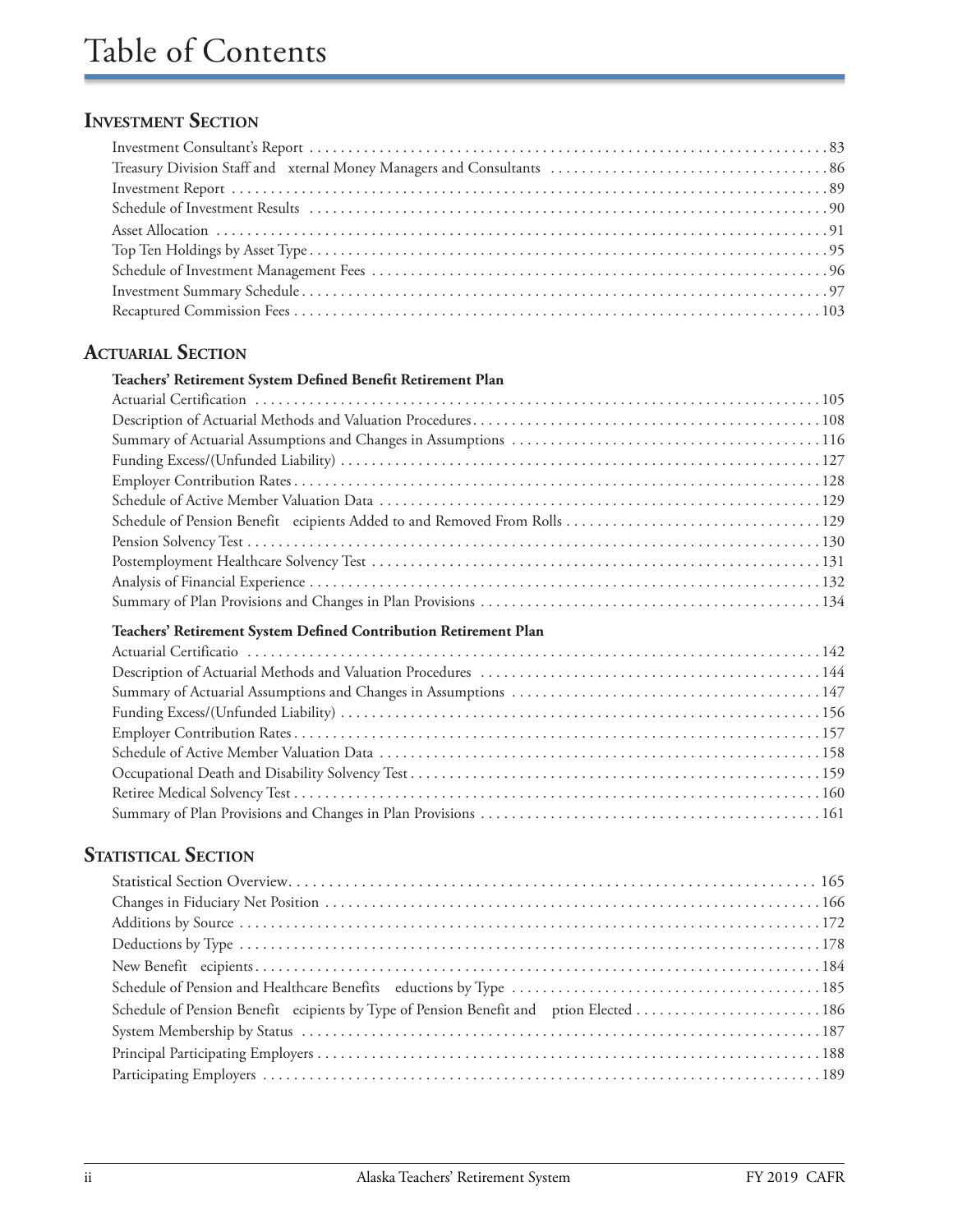# Table of Contents

## Investment Section

- Investment Consultant's Report ... 83
- Treasury Division Staff and xternal Money Managers and Consultants ... 86
- Investment Report ... 89
- Schedule of Investment Results ... 90
- Asset Allocation ... 91
- Top Ten Holdings by Asset Type ... 95
- Schedule of Investment Management Fees ... 96
- Investment Summary Schedule ... 97
- Recaptured Commission Fees ... 103

## Actuarial Section

### Teachers' Retirement System Defined Benefit Retirement Plan

- Actuarial Certification ... 105
- Description of Actuarial Methods and Valuation Procedures ... 108
- Summary of Actuarial Assumptions and Changes in Assumptions ... 116
- Funding Excess/(Unfunded Liability) ... 127
- Employer Contribution Rates ... 128
- Schedule of Active Member Valuation Data ... 129
- Schedule of Pension Benefit ecipients Added to and Removed From Rolls ... 129
- Pension Solvency Test ... 130
- Postemployment Healthcare Solvency Test ... 131
- Analysis of Financial Experience ... 132
- Summary of Plan Provisions and Changes in Plan Provisions ... 134

### Teachers' Retirement System Defined Contribution Retirement Plan

- Actuarial Certificatio ... 142
- Description of Actuarial Methods and Valuation Procedures ... 144
- Summary of Actuarial Assumptions and Changes in Assumptions ... 147
- Funding Excess/(Unfunded Liability) ... 156
- Employer Contribution Rates ... 157
- Schedule of Active Member Valuation Data ... 158
- Occupational Death and Disability Solvency Test ... 159
- Retiree Medical Solvency Test ... 160
- Summary of Plan Provisions and Changes in Plan Provisions ... 161

## Statistical Section

- Statistical Section Overview ... 165
- Changes in Fiduciary Net Position ... 166
- Additions by Source ... 172
- Deductions by Type ... 178
- New Benefit ecipients ... 184
- Schedule of Pension and Healthcare Benefits eductions by Type ... 185
- Schedule of Pension Benefit ecipients by Type of Pension Benefit and ption Elected ... 186
- System Membership by Status ... 187
- Principal Participating Employers ... 188
- Participating Employers ... 189